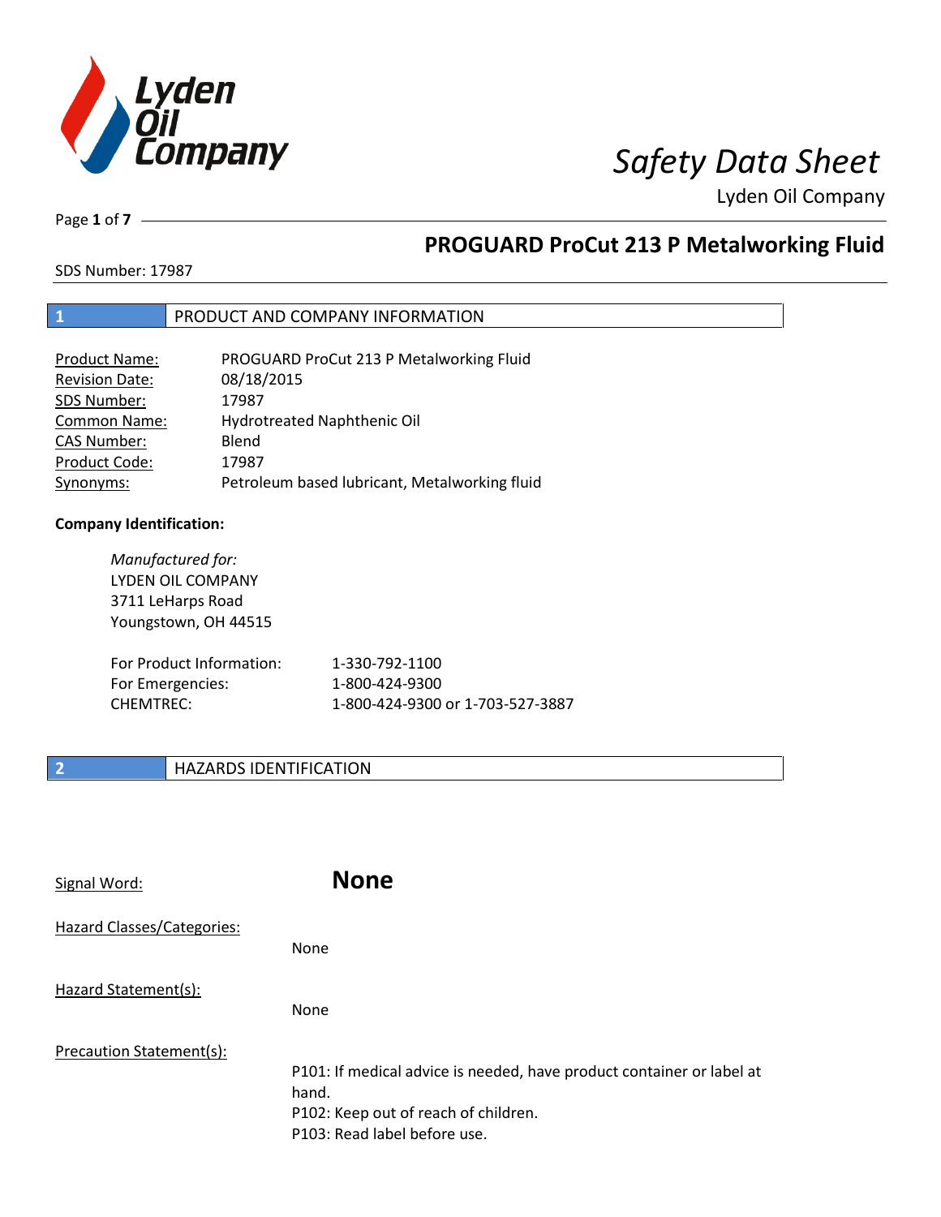# PROGUARD ProCut 213 P Metalworking Fluid

SDS Number: 17987

## 1 PRODUCT AND COMPANY INFORMATION

| | |
|---|---|
| Product Name: | PROGUARD ProCut 213 P Metalworking Fluid |
| Revision Date: | 08/18/2015 |
| SDS Number: | 17987 |
| Common Name: | Hydrotreated Naphthenic Oil |
| CAS Number: | Blend |
| Product Code: | 17987 |
| Synonyms: | Petroleum based lubricant, Metalworking fluid |

**Company Identification:**

*Manufactured for:*
LYDEN OIL COMPANY
3711 LeHarps Road
Youngstown, OH 44515

| | |
|---|---|
| For Product Information: | 1-330-792-1100 |
| For Emergencies: | 1-800-424-9300 |
| CHEMTREC: | 1-800-424-9300 or 1-703-527-3887 |

## 2 HAZARDS IDENTIFICATION

Signal Word: **None**

Hazard Classes/Categories:

None

Hazard Statement(s):

None

Precaution Statement(s):

P101: If medical advice is needed, have product container or label at hand.
P102: Keep out of reach of children.
P103: Read label before use.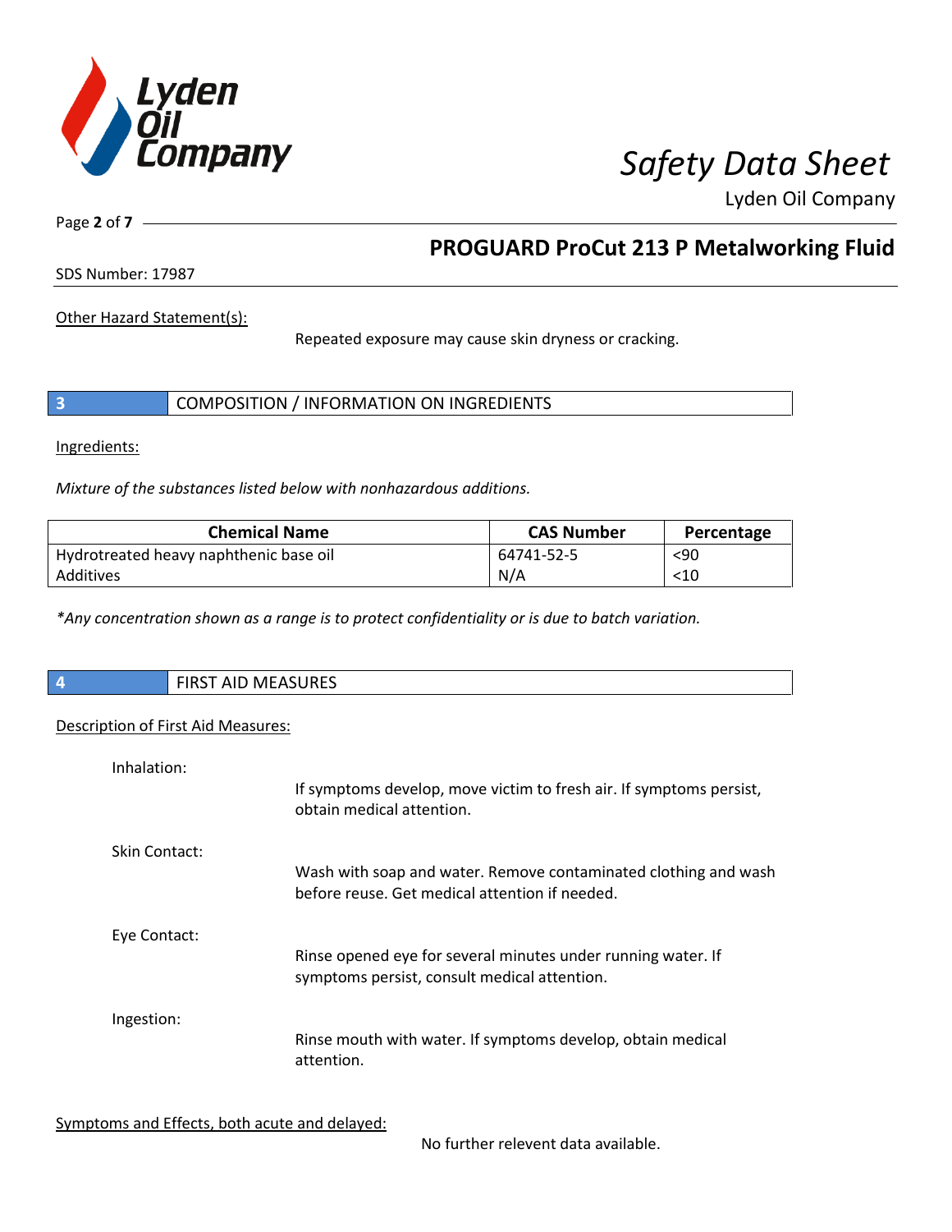Other Hazard Statement(s):

Repeated exposure may cause skin dryness or cracking.

## 3 COMPOSITION / INFORMATION ON INGREDIENTS

Ingredients:

*Mixture of the substances listed below with nonhazardous additions.*

| Chemical Name | CAS Number | Percentage |
| --- | --- | --- |
| Hydrotreated heavy naphthenic base oil | 64741-52-5 | <90 |
| Additives | N/A | <10 |

*\*Any concentration shown as a range is to protect confidentiality or is due to batch variation.*

## 4 FIRST AID MEASURES

Description of First Aid Measures:

Inhalation:

If symptoms develop, move victim to fresh air. If symptoms persist, obtain medical attention.

Skin Contact:

Wash with soap and water. Remove contaminated clothing and wash before reuse. Get medical attention if needed.

Eye Contact:

Rinse opened eye for several minutes under running water. If symptoms persist, consult medical attention.

Ingestion:

Rinse mouth with water. If symptoms develop, obtain medical attention.

Symptoms and Effects, both acute and delayed:

No further relevent data available.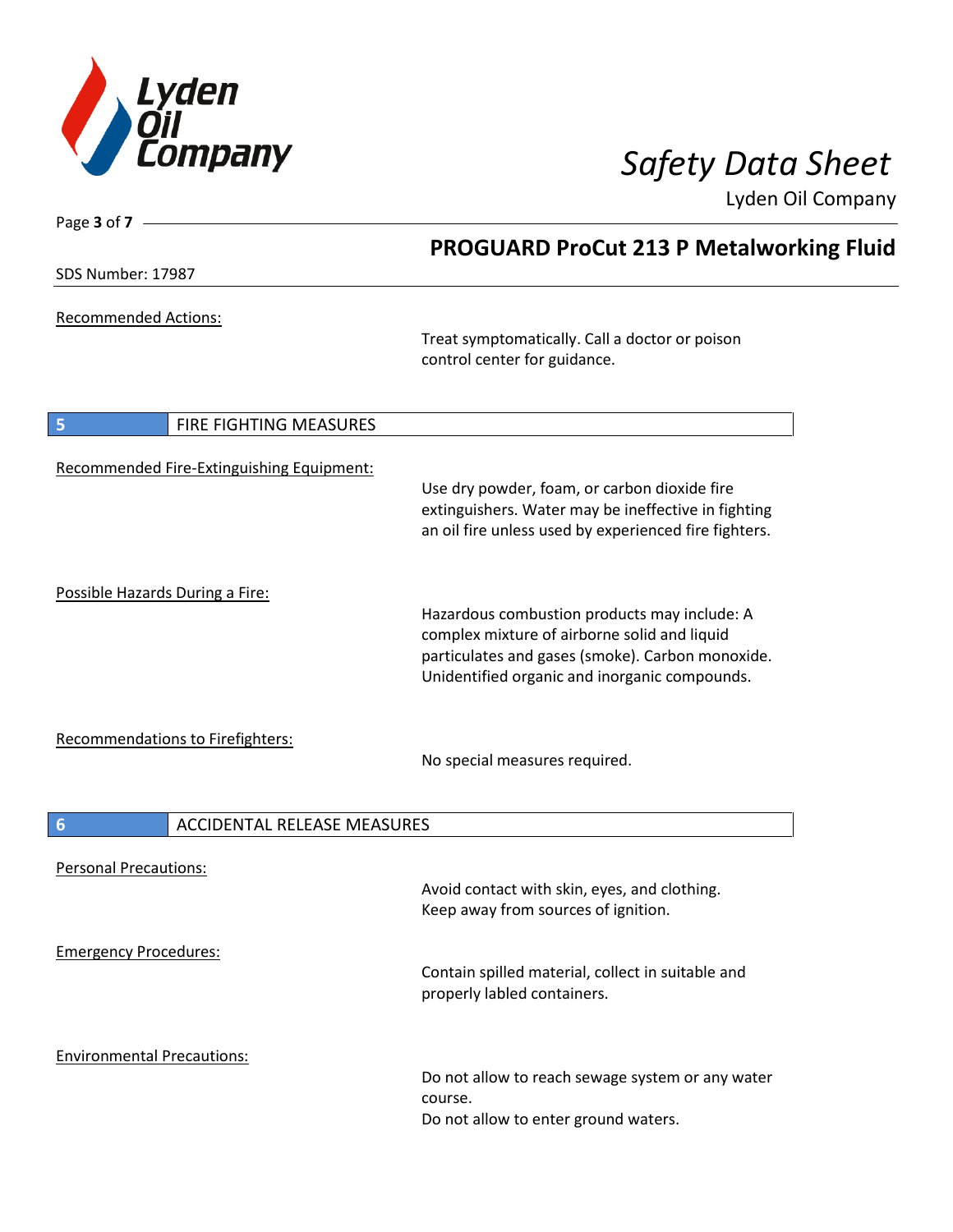Recommended Actions:

Treat symptomatically. Call a doctor or poison control center for guidance.

## 5 FIRE FIGHTING MEASURES

Recommended Fire-Extinguishing Equipment:

Use dry powder, foam, or carbon dioxide fire extinguishers. Water may be ineffective in fighting an oil fire unless used by experienced fire fighters.

Possible Hazards During a Fire:

Hazardous combustion products may include: A complex mixture of airborne solid and liquid particulates and gases (smoke). Carbon monoxide. Unidentified organic and inorganic compounds.

Recommendations to Firefighters:

No special measures required.

## 6 ACCIDENTAL RELEASE MEASURES

Personal Precautions:

Avoid contact with skin, eyes, and clothing.
Keep away from sources of ignition.

Emergency Procedures:

Contain spilled material, collect in suitable and properly labled containers.

Environmental Precautions:

Do not allow to reach sewage system or any water course.
Do not allow to enter ground waters.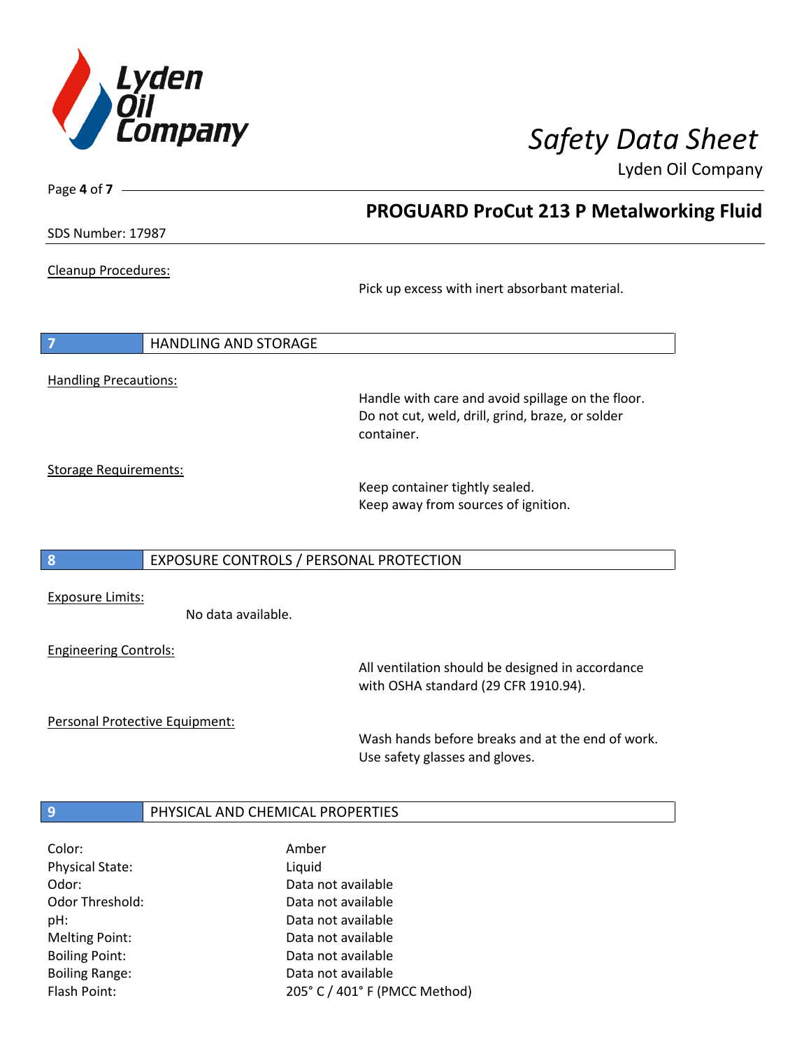**Cleanup Procedures:**

Pick up excess with inert absorbant material.

## 7 HANDLING AND STORAGE

**Handling Precautions:**

Handle with care and avoid spillage on the floor.
Do not cut, weld, drill, grind, braze, or solder container.

**Storage Requirements:**

Keep container tightly sealed.
Keep away from sources of ignition.

## 8 EXPOSURE CONTROLS / PERSONAL PROTECTION

**Exposure Limits:**

No data available.

**Engineering Controls:**

All ventilation should be designed in accordance with OSHA standard (29 CFR 1910.94).

**Personal Protective Equipment:**

Wash hands before breaks and at the end of work.
Use safety glasses and gloves.

## 9 PHYSICAL AND CHEMICAL PROPERTIES

| Property | Value |
|---|---|
| Color: | Amber |
| Physical State: | Liquid |
| Odor: | Data not available |
| Odor Threshold: | Data not available |
| pH: | Data not available |
| Melting Point: | Data not available |
| Boiling Point: | Data not available |
| Boiling Range: | Data not available |
| Flash Point: | 205° C / 401° F (PMCC Method) |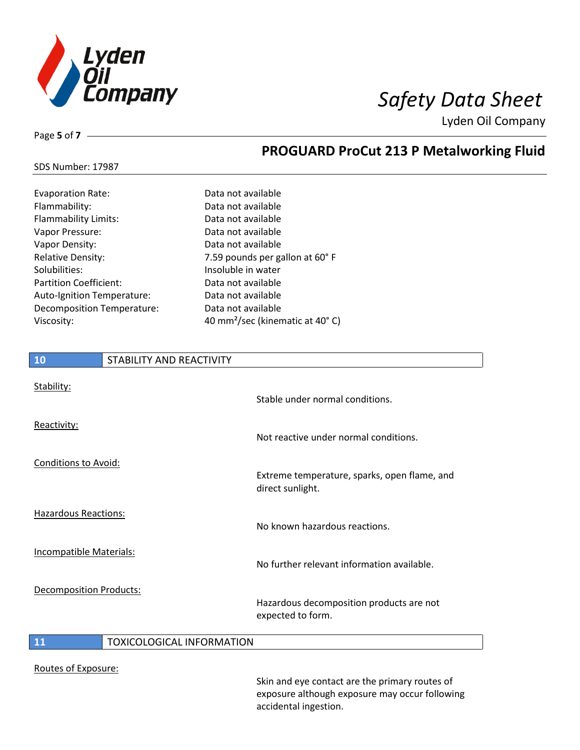| | |
|---|---|
| Evaporation Rate: | Data not available |
| Flammability: | Data not available |
| Flammability Limits: | Data not available |
| Vapor Pressure: | Data not available |
| Vapor Density: | Data not available |
| Relative Density: | 7.59 pounds per gallon at 60° F |
| Solubilities: | Insoluble in water |
| Partition Coefficient: | Data not available |
| Auto-Ignition Temperature: | Data not available |
| Decomposition Temperature: | Data not available |
| Viscosity: | 40 $mm^2$/sec (kinematic at 40° C) |

## 10 STABILITY AND REACTIVITY

Stability:

Stable under normal conditions.

Reactivity:

Not reactive under normal conditions.

Conditions to Avoid:

Extreme temperature, sparks, open flame, and direct sunlight.

Hazardous Reactions:

No known hazardous reactions.

Incompatible Materials:

No further relevant information available.

Decomposition Products:

Hazardous decomposition products are not expected to form.

## 11 TOXICOLOGICAL INFORMATION

Routes of Exposure:

Skin and eye contact are the primary routes of exposure although exposure may occur following accidental ingestion.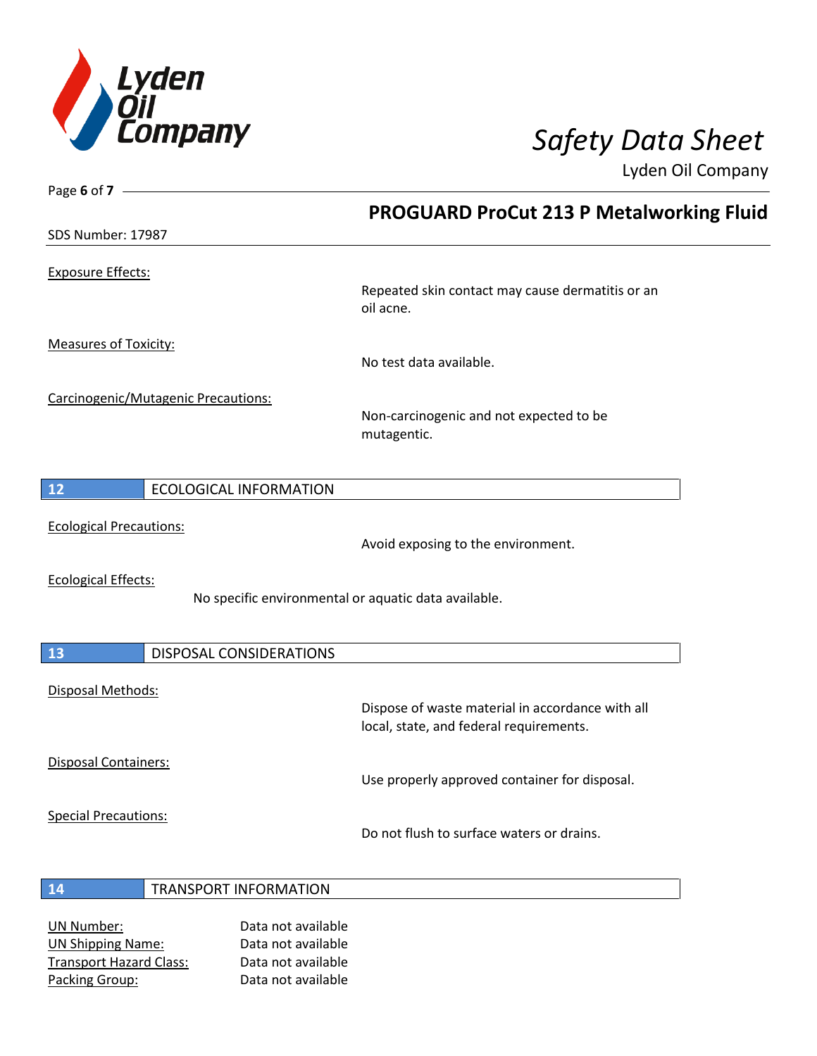Exposure Effects:

Repeated skin contact may cause dermatitis or an oil acne.

Measures of Toxicity:

No test data available.

Carcinogenic/Mutagenic Precautions:

Non-carcinogenic and not expected to be mutagentic.

## 12 ECOLOGICAL INFORMATION

Ecological Precautions:

Avoid exposing to the environment.

Ecological Effects:

No specific environmental or aquatic data available.

## 13 DISPOSAL CONSIDERATIONS

Disposal Methods:

Dispose of waste material in accordance with all local, state, and federal requirements.

Disposal Containers:

Use properly approved container for disposal.

Special Precautions:

Do not flush to surface waters or drains.

## 14 TRANSPORT INFORMATION

UN Number: Data not available
UN Shipping Name: Data not available
Transport Hazard Class: Data not available
Packing Group: Data not available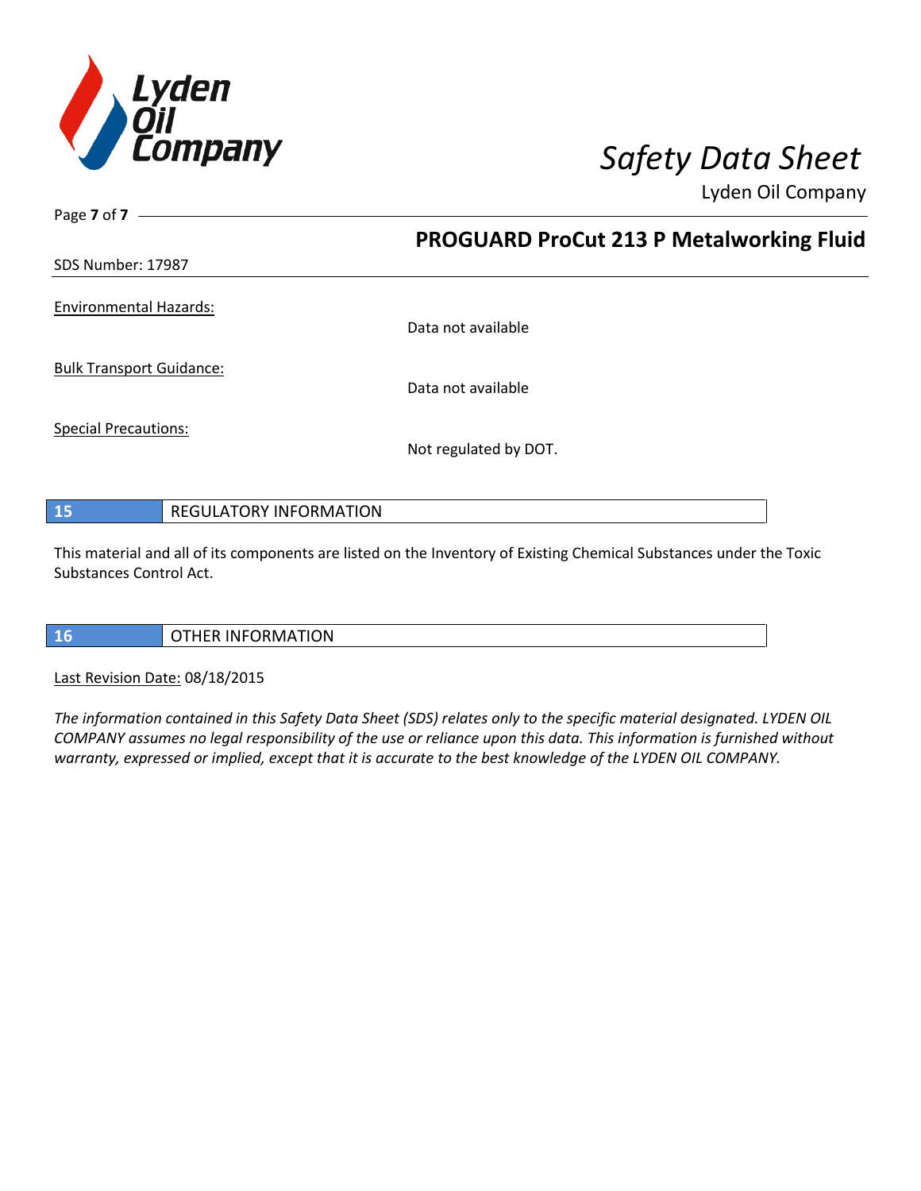**PROGUARD ProCut 213 P Metalworking Fluid**

SDS Number: 17987

Environmental Hazards:

Data not available

Bulk Transport Guidance:

Data not available

Special Precautions:

Not regulated by DOT.

## 15 REGULATORY INFORMATION

This material and all of its components are listed on the Inventory of Existing Chemical Substances under the Toxic Substances Control Act.

## 16 OTHER INFORMATION

Last Revision Date: 08/18/2015

*The information contained in this Safety Data Sheet (SDS) relates only to the specific material designated. LYDEN OIL COMPANY assumes no legal responsibility of the use or reliance upon this data. This information is furnished without warranty, expressed or implied, except that it is accurate to the best knowledge of the LYDEN OIL COMPANY.*